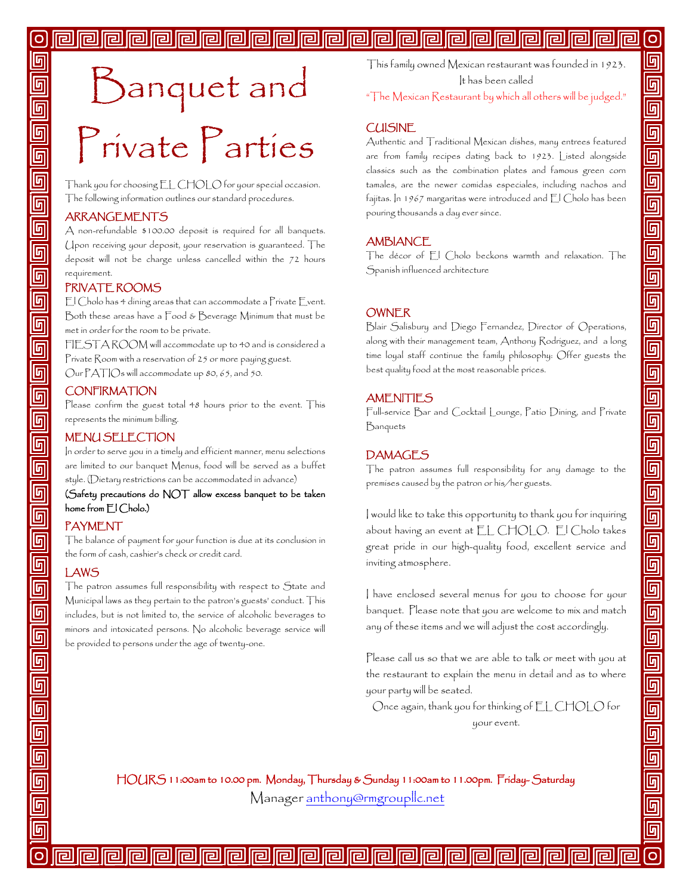# Banquet and Private Parties

Thank you for choosing EL CHOLO for your special occasion. The following information outlines our standard procedures.

## ARRANGEMENTS

A non-refundable $100.00 deposit is required for all banquets. Upon receiving your deposit, your reservation is guaranteed. The deposit will not be charge unless cancelled within the 72 hours requirement.

## PRIVATE ROOMS

El Cholo has 4 dining areas that can accommodate a Private Event. Both these areas have a Food & Beverage Minimum that must be met in order for the room to be private.

FIESTA ROOM will accommodate up to 40 and is considered a Private Room with a reservation of 25 or more paying guest.

Our PATIOs will accommodate up 80, 65, and 50.

## CONFIRMATION

Please confirm the guest total 48 hours prior to the event. This represents the minimum billing.

## MENU SELECTION

In order to serve you in a timely and efficient manner, menu selections are limited to our banquet Menus, food will be served as a buffet style. (Dietary restrictions can be accommodated in advance)

**(Safety precautions do NOT allow excess banquet to be taken home from El Cholo.)**

## PAYMENT

The balance of payment for your function is due at its conclusion in the form of cash, cashier's check or credit card.

## LAWS

The patron assumes full responsibility with respect to State and Municipal laws as they pertain to the patron's guests' conduct. This includes, but is not limited to, the service of alcoholic beverages to minors and intoxicated persons. No alcoholic beverage service will be provided to persons under the age of twenty-one.

This family owned Mexican restaurant was founded in 1923. It has been called "The Mexican Restaurant by which all others will be judged."

## CUISINE

Authentic and Traditional Mexican dishes, many entrees featured are from family recipes dating back to 1923. Listed alongside classics such as the combination plates and famous green corn tamales, are the newer comidas especiales, including nachos and fajitas. In 1967 margaritas were introduced and El Cholo has been pouring thousands a day ever since.

## AMBIANCE

The décor of El Cholo beckons warmth and relaxation. The Spanish influenced architecture

## OWNER

Blair Salisbury and Diego Fernandez, Director of Operations, along with their management team, Anthony Rodriguez, and a long time loyal staff continue the family philosophy: Offer guests the best quality food at the most reasonable prices.

## AMENITIES

Full-service Bar and Cocktail Lounge, Patio Dining, and Private Banquets

## DAMAGES

The patron assumes full responsibility for any damage to the premises caused by the patron or his/her guests.

I would like to take this opportunity to thank you for inquiring about having an event at EL CHOLO. El Cholo takes great pride in our high-quality food, excellent service and inviting atmosphere.

I have enclosed several menus for you to choose for your banquet. Please note that you are welcome to mix and match any of these items and we will adjust the cost accordingly.

Please call us so that we are able to talk or meet with you at the restaurant to explain the menu in detail and as to where your party will be seated.

Once again, thank you for thinking of EL CHOLO for your event.

HOURS 11:00am to 10.00 pm. Monday, Thursday & Sunday 11:00am to 11.00pm. Friday- Saturday

Manager anthony@rmgroupllc.net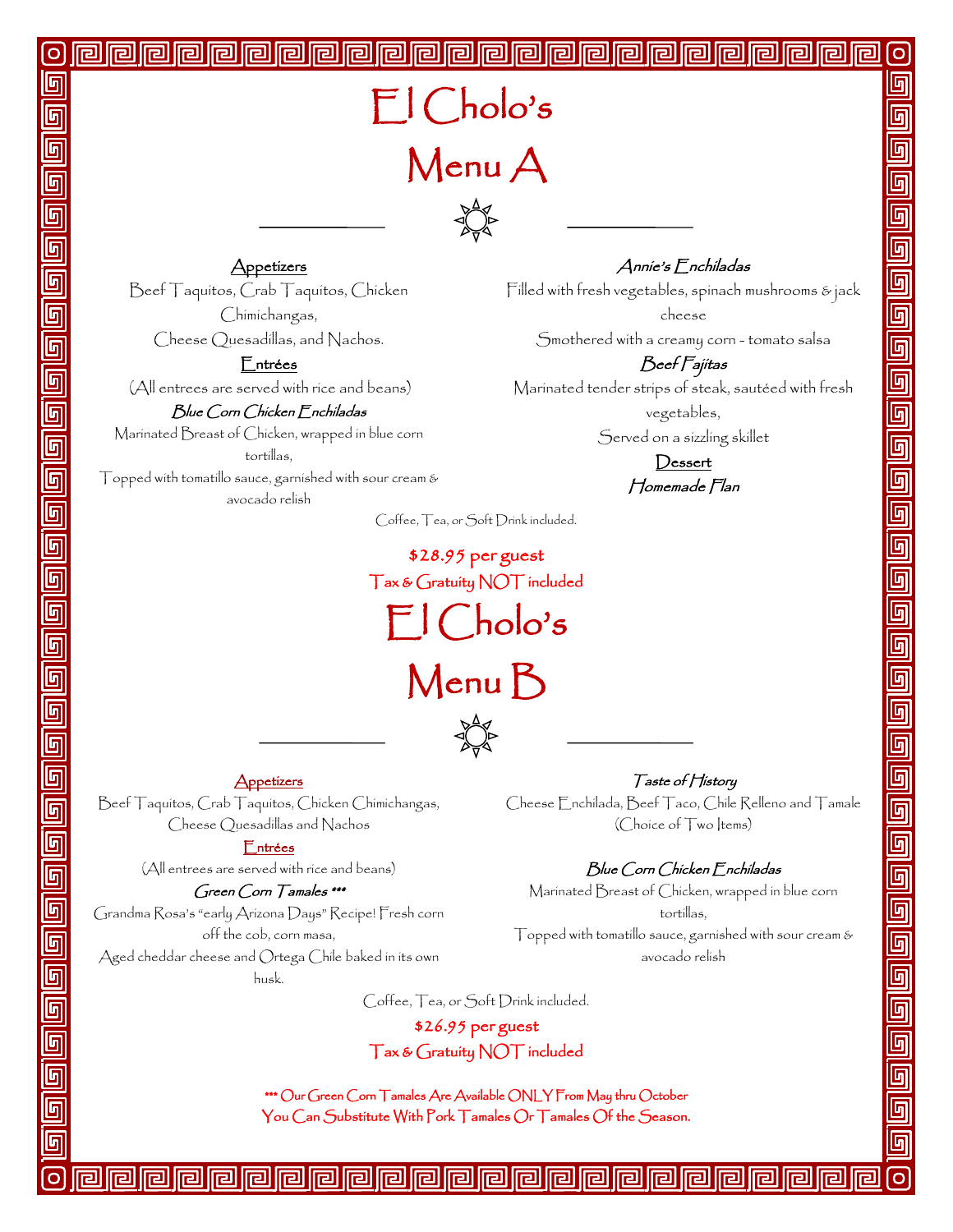# El Cholo's

# Menu A

**Appetizers**

Beef Taquitos, Crab Taquitos, Chicken Chimichangas,
Cheese Quesadillas, and Nachos.

**Entrées**

(All entrees are served with rice and beans)

*Blue Corn Chicken Enchiladas*

Marinated Breast of Chicken, wrapped in blue corn tortillas,
Topped with tomatillo sauce, garnished with sour cream & avocado relish

*Annie's Enchiladas*

Filled with fresh vegetables, spinach mushrooms & jack cheese
Smothered with a creamy corn - tomato salsa

*Beef Fajitas*

Marinated tender strips of steak, sautéed with fresh vegetables,
Served on a sizzling skillet

**Dessert**

*Homemade Flan*

Coffee, Tea, or Soft Drink included.

**$28.95 per guest**
Tax & Gratuity NOT included

# El Cholo's

# Menu B

**Appetizers**

Beef Taquitos, Crab Taquitos, Chicken Chimichangas,
Cheese Quesadillas and Nachos

**Entrées**

(All entrees are served with rice and beans)

*Green Corn Tamales \*\*\**

Grandma Rosa's "early Arizona Days" Recipe! Fresh corn off the cob, corn masa,
Aged cheddar cheese and Ortega Chile baked in its own husk.

*Taste of History*

Cheese Enchilada, Beef Taco, Chile Relleno and Tamale
(Choice of Two Items)

*Blue Corn Chicken Enchiladas*

Marinated Breast of Chicken, wrapped in blue corn tortillas,
Topped with tomatillo sauce, garnished with sour cream & avocado relish

Coffee, Tea, or Soft Drink included.

**$26.95 per guest**
Tax & Gratuity NOT included

\*\*\* Our Green Corn Tamales Are Available ONLY From May thru October
You Can Substitute With Pork Tamales Or Tamales Of the Season.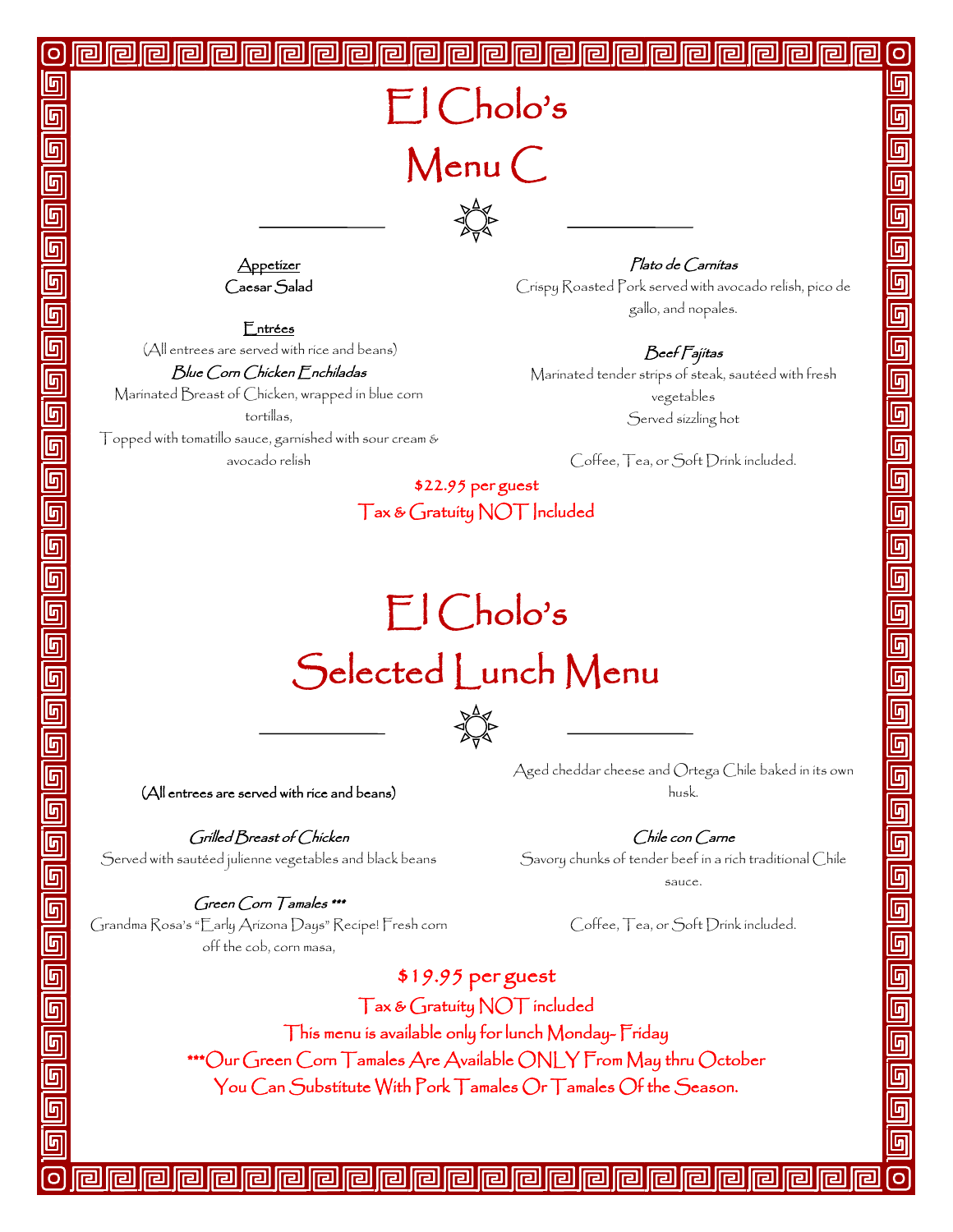# El Cholo's
# Menu C

<u>Appetizer</u>
Caesar Salad

<u>Entrées</u>
(All entrees are served with rice and beans)

*Blue Corn Chicken Enchiladas*
Marinated Breast of Chicken, wrapped in blue corn tortillas,
Topped with tomatillo sauce, garnished with sour cream & avocado relish

*Plato de Carnitas*
Crispy Roasted Pork served with avocado relish, pico de gallo, and nopales.

*Beef Fajitas*
Marinated tender strips of steak, sautéed with fresh vegetables
Served sizzling hot

Coffee, Tea, or Soft Drink included.

**$22.95 per guest**
Tax & Gratuity NOT Included

# El Cholo's
# Selected Lunch Menu

(All entrees are served with rice and beans)

*Grilled Breast of Chicken*
Served with sautéed julienne vegetables and black beans

*Green Corn Tamales \*\*\**
Grandma Rosa's "Early Arizona Days" Recipe! Fresh corn off the cob, corn masa,
Aged cheddar cheese and Ortega Chile baked in its own husk.

*Chile con Carne*
Savory chunks of tender beef in a rich traditional Chile sauce.

Coffee, Tea, or Soft Drink included.

**$19.95 per guest**
Tax & Gratuity NOT included
This menu is available only for lunch Monday- Friday
\*\*\*Our Green Corn Tamales Are Available ONLY From May thru October
You Can Substitute With Pork Tamales Or Tamales Of the Season.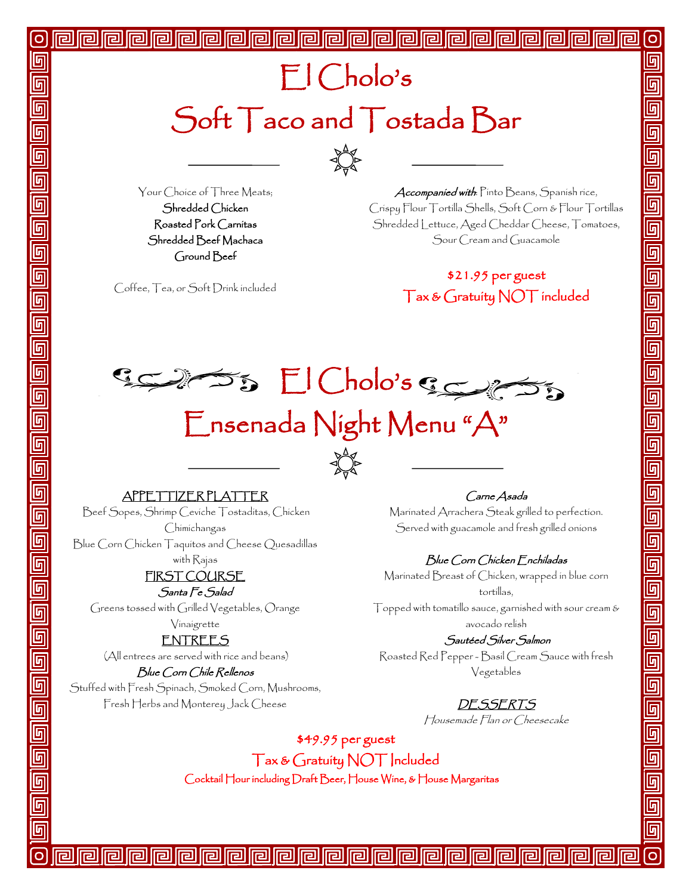# El Cholo's

## Soft Taco and Tostada Bar

Your Choice of Three Meats;

Shredded Chicken

Roasted Pork Carnitas

Shredded Beef Machaca

Ground Beef

Coffee, Tea, or Soft Drink included

*Accompanied with*: Pinto Beans, Spanish rice, Crispy Flour Tortilla Shells, Soft Corn & Flour Tortillas Shredded Lettuce, Aged Cheddar Cheese, Tomatoes, Sour Cream and Guacamole

$21.95 per guest

Tax & Gratuity NOT included

# El Cholo's

## Ensenada Night Menu "A"

APPETTIZER PLATTER

Beef Sopes, Shrimp Ceviche Tostaditas, Chicken Chimichangas

Blue Corn Chicken Taquitos and Cheese Quesadillas with Rajas

FIRST COURSE

*Santa Fe Salad*

Greens tossed with Grilled Vegetables, Orange Vinaigrette

ENTREES

(All entrees are served with rice and beans)

*Blue Corn Chile Rellenos*

Stuffed with Fresh Spinach, Smoked Corn, Mushrooms, Fresh Herbs and Monterey Jack Cheese

*Carne Asada*

Marinated Arrachera Steak grilled to perfection. Served with guacamole and fresh grilled onions

*Blue Corn Chicken Enchiladas*

Marinated Breast of Chicken, wrapped in blue corn tortillas,

Topped with tomatillo sauce, garnished with sour cream & avocado relish

*Sautéed Silver Salmon*

Roasted Red Pepper - Basil Cream Sauce with fresh Vegetables

*DESSERTS*

*Housemade Flan or Cheesecake*

$49.95 per guest

Tax & Gratuity NOT Included

Cocktail Hour including Draft Beer, House Wine, & House Margaritas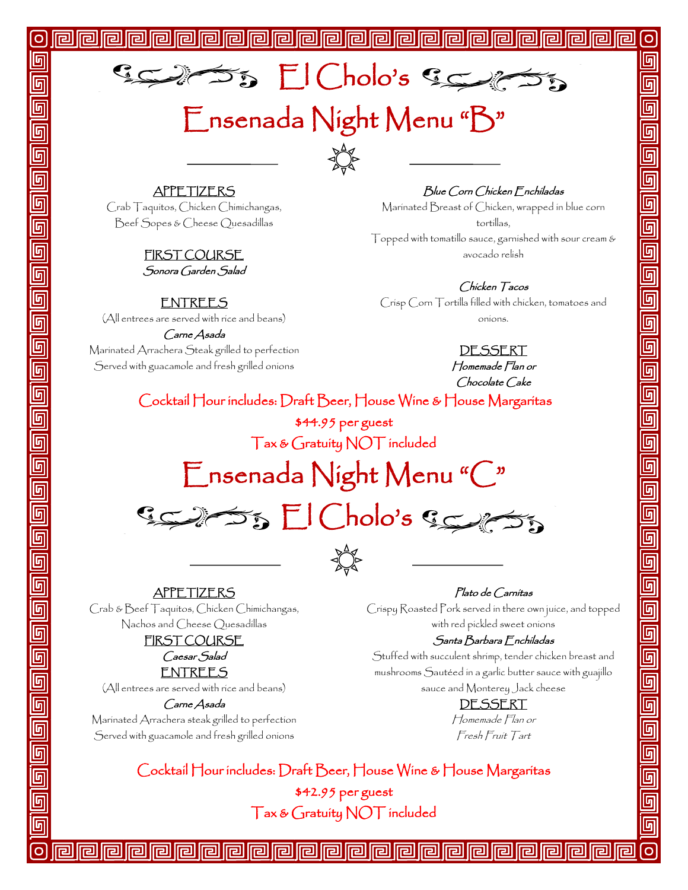# El Cholo's

## Ensenada Night Menu "B"

### APPETIZERS

Crab Taquitos, Chicken Chimichangas, Beef Sopes & Cheese Quesadillas

### FIRST COURSE

*Sonora Garden Salad*

### ENTREES

(All entrees are served with rice and beans)

*Carne Asada*

Marinated Arrachera Steak grilled to perfection
Served with guacamole and fresh grilled onions

*Blue Corn Chicken Enchiladas*

Marinated Breast of Chicken, wrapped in blue corn tortillas,
Topped with tomatillo sauce, garnished with sour cream & avocado relish

*Chicken Tacos*

Crisp Corn Tortilla filled with chicken, tomatoes and onions.

### DESSERT

*Homemade Flan or*
*Chocolate Cake*

Cocktail Hour includes: Draft Beer, House Wine & House Margaritas

$44.95 per guest

Tax & Gratuity NOT included

## Ensenada Night Menu "C"

# El Cholo's

### APPETIZERS

Crab & Beef Taquitos, Chicken Chimichangas, Nachos and Cheese Quesadillas

### FIRST COURSE

*Caesar Salad*

### ENTREES

(All entrees are served with rice and beans)

*Carne Asada*

Marinated Arrachera steak grilled to perfection
Served with guacamole and fresh grilled onions

*Plato de Carnitas*

Crispy Roasted Pork served in there own juice, and topped with red pickled sweet onions

*Santa Barbara Enchiladas*

Stuffed with succulent shrimp, tender chicken breast and mushrooms Sautéed in a garlic butter sauce with guajillo sauce and Monterey Jack cheese

### DESSERT

*Homemade Flan or*
*Fresh Fruit Tart*

Cocktail Hour includes: Draft Beer, House Wine & House Margaritas

$42.95 per guest

Tax & Gratuity NOT included